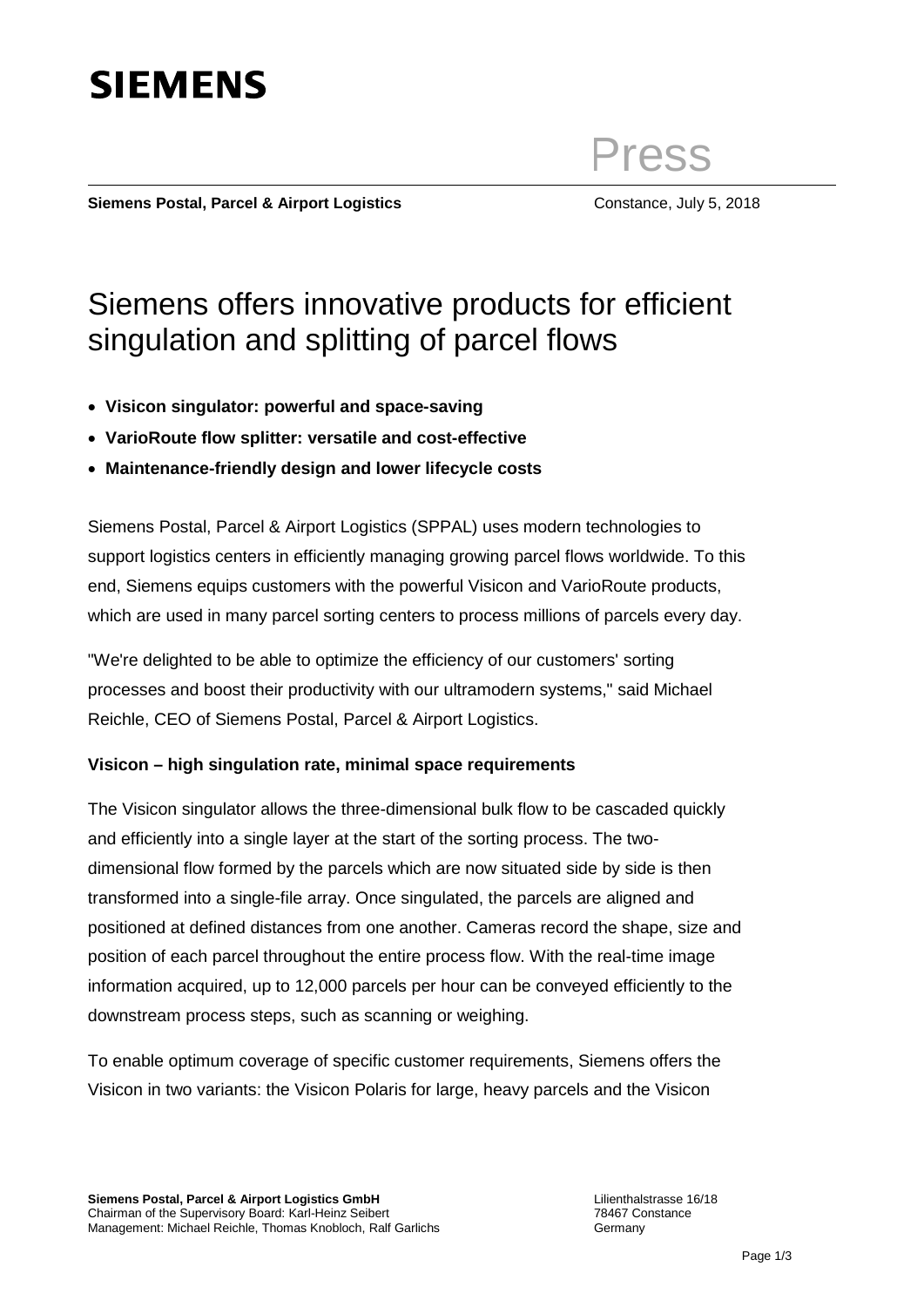**SIEMENS**

Press

**Siemens Postal, Parcel & Airport Logistics** Constance, July 5, 2018

# Siemens offers innovative products for efficient singulation and splitting of parcel flows

- **Visicon singulator: powerful and space-saving**
- **VarioRoute flow splitter: versatile and cost-effective**
- **Maintenance-friendly design and lower lifecycle costs**

Siemens Postal, Parcel & Airport Logistics (SPPAL) uses modern technologies to support logistics centers in efficiently managing growing parcel flows worldwide. To this end, Siemens equips customers with the powerful Visicon and VarioRoute products, which are used in many parcel sorting centers to process millions of parcels every day.

"We're delighted to be able to optimize the efficiency of our customers' sorting processes and boost their productivity with our ultramodern systems," said Michael Reichle, CEO of Siemens Postal, Parcel & Airport Logistics.

**Visicon – high singulation rate, minimal space requirements**

The Visicon singulator allows the three-dimensional bulk flow to be cascaded quickly and efficiently into a single layer at the start of the sorting process. The two-dimensional flow formed by the parcels which are now situated side by side is then transformed into a single-file array. Once singulated, the parcels are aligned and positioned at defined distances from one another. Cameras record the shape, size and position of each parcel throughout the entire process flow. With the real-time image information acquired, up to 12,000 parcels per hour can be conveyed efficiently to the downstream process steps, such as scanning or weighing.

To enable optimum coverage of specific customer requirements, Siemens offers the Visicon in two variants: the Visicon Polaris for large, heavy parcels and the Visicon

**Siemens Postal, Parcel & Airport Logistics GmbH**
Chairman of the Supervisory Board: Karl-Heinz Seibert
Management: Michael Reichle, Thomas Knobloch, Ralf Garlichs

Lilienthalstrasse 16/18
78467 Constance
Germany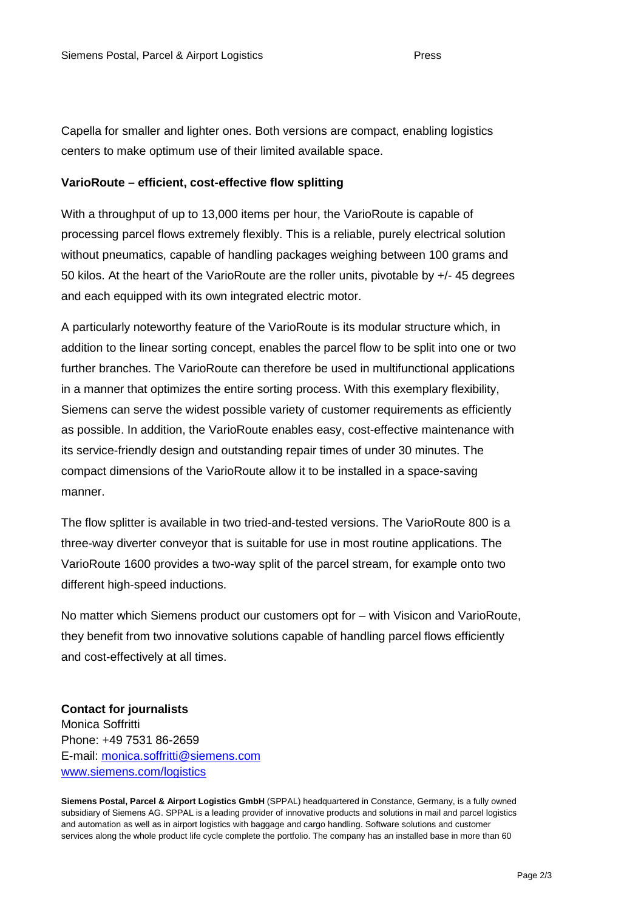Capella for smaller and lighter ones. Both versions are compact, enabling logistics centers to make optimum use of their limited available space.

**VarioRoute – efficient, cost-effective flow splitting**

With a throughput of up to 13,000 items per hour, the VarioRoute is capable of processing parcel flows extremely flexibly. This is a reliable, purely electrical solution without pneumatics, capable of handling packages weighing between 100 grams and 50 kilos. At the heart of the VarioRoute are the roller units, pivotable by +/- 45 degrees and each equipped with its own integrated electric motor.

A particularly noteworthy feature of the VarioRoute is its modular structure which, in addition to the linear sorting concept, enables the parcel flow to be split into one or two further branches. The VarioRoute can therefore be used in multifunctional applications in a manner that optimizes the entire sorting process. With this exemplary flexibility, Siemens can serve the widest possible variety of customer requirements as efficiently as possible. In addition, the VarioRoute enables easy, cost-effective maintenance with its service-friendly design and outstanding repair times of under 30 minutes. The compact dimensions of the VarioRoute allow it to be installed in a space-saving manner.

The flow splitter is available in two tried-and-tested versions. The VarioRoute 800 is a three-way diverter conveyor that is suitable for use in most routine applications. The VarioRoute 1600 provides a two-way split of the parcel stream, for example onto two different high-speed inductions.

No matter which Siemens product our customers opt for – with Visicon and VarioRoute, they benefit from two innovative solutions capable of handling parcel flows efficiently and cost-effectively at all times.

**Contact for journalists**
Monica Soffritti
Phone: +49 7531 86-2659
E-mail: monica.soffritti@siemens.com
www.siemens.com/logistics

**Siemens Postal, Parcel & Airport Logistics GmbH** (SPPAL) headquartered in Constance, Germany, is a fully owned subsidiary of Siemens AG. SPPAL is a leading provider of innovative products and solutions in mail and parcel logistics and automation as well as in airport logistics with baggage and cargo handling. Software solutions and customer services along the whole product life cycle complete the portfolio. The company has an installed base in more than 60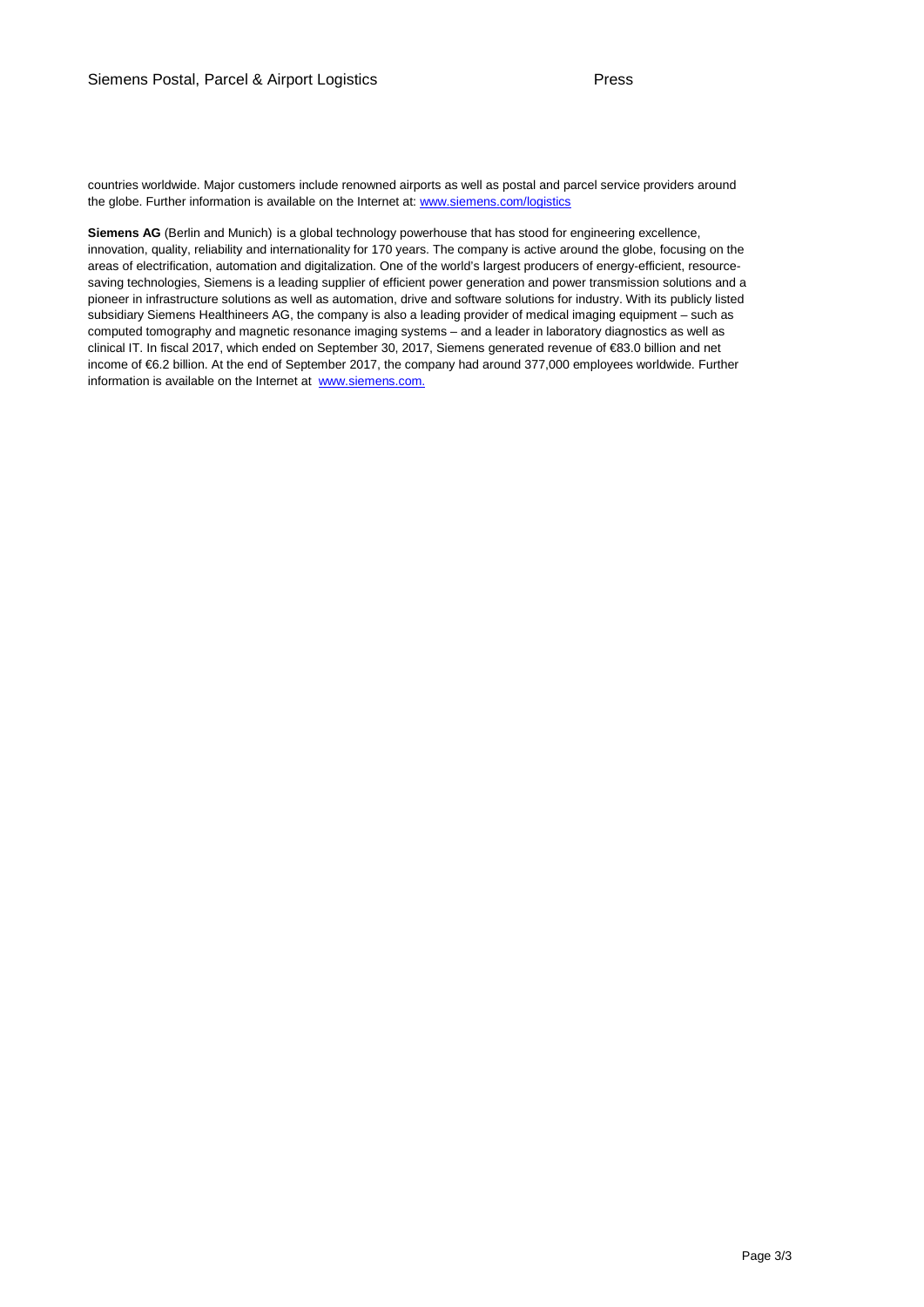countries worldwide. Major customers include renowned airports as well as postal and parcel service providers around the globe. Further information is available on the Internet at: www.siemens.com/logistics

**Siemens AG** (Berlin and Munich) is a global technology powerhouse that has stood for engineering excellence, innovation, quality, reliability and internationality for 170 years. The company is active around the globe, focusing on the areas of electrification, automation and digitalization. One of the world's largest producers of energy-efficient, resource-saving technologies, Siemens is a leading supplier of efficient power generation and power transmission solutions and a pioneer in infrastructure solutions as well as automation, drive and software solutions for industry. With its publicly listed subsidiary Siemens Healthineers AG, the company is also a leading provider of medical imaging equipment – such as computed tomography and magnetic resonance imaging systems – and a leader in laboratory diagnostics as well as clinical IT. In fiscal 2017, which ended on September 30, 2017, Siemens generated revenue of €83.0 billion and net income of €6.2 billion. At the end of September 2017, the company had around 377,000 employees worldwide. Further information is available on the Internet at www.siemens.com.